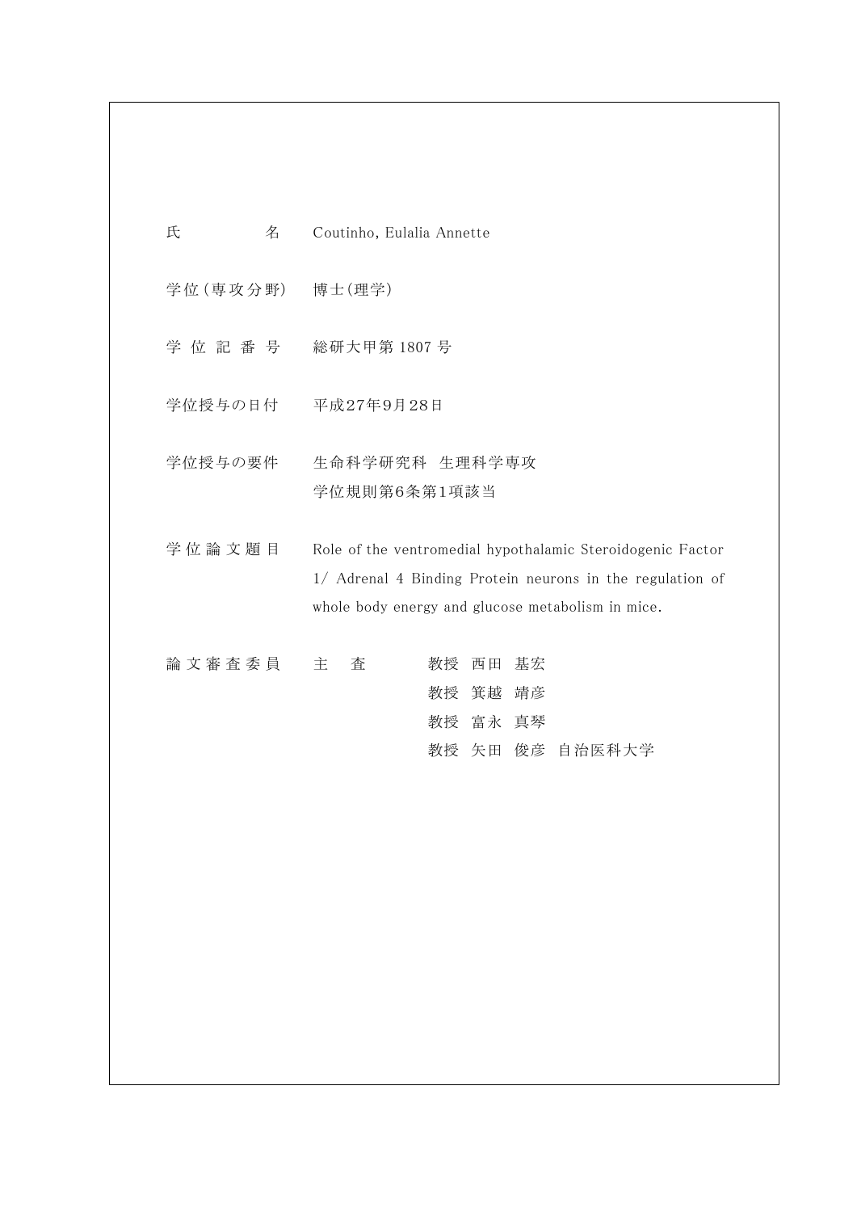| | |
|---|---|
| 氏　　　　名 | Coutinho, Eulalia Annette |
| 学位(専攻分野) | 博士(理学) |
| 学 位 記 番 号 | 総研大甲第 1807 号 |
| 学位授与の日付 | 平成27年9月28日 |
| 学位授与の要件 | 生命科学研究科　生理科学専攻<br>学位規則第6条第1項該当 |
| 学 位 論 文 題 目 | Role of the ventromedial hypothalamic Steroidogenic Factor 1/ Adrenal 4 Binding Protein neurons in the regulation of whole body energy and glucose metabolism in mice. |
| 論 文 審 査 委 員 | 主　査　　教授　西田　基宏<br>教授　箕越　靖彦<br>教授　富永　真琴<br>教授　矢田　俊彦　自治医科大学 |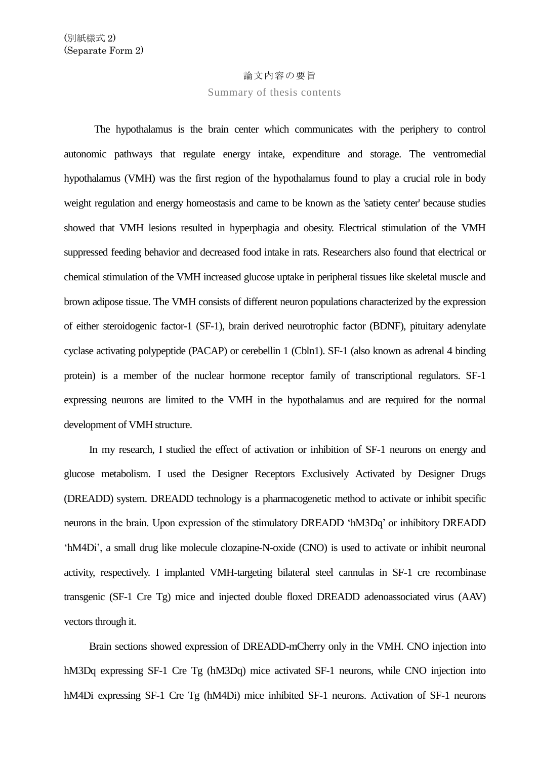(別紙様式 2)
(Separate Form 2)

# 論文内容の要旨

## Summary of thesis contents

The hypothalamus is the brain center which communicates with the periphery to control autonomic pathways that regulate energy intake, expenditure and storage. The ventromedial hypothalamus (VMH) was the first region of the hypothalamus found to play a crucial role in body weight regulation and energy homeostasis and came to be known as the 'satiety center' because studies showed that VMH lesions resulted in hyperphagia and obesity. Electrical stimulation of the VMH suppressed feeding behavior and decreased food intake in rats. Researchers also found that electrical or chemical stimulation of the VMH increased glucose uptake in peripheral tissues like skeletal muscle and brown adipose tissue. The VMH consists of different neuron populations characterized by the expression of either steroidogenic factor-1 (SF-1), brain derived neurotrophic factor (BDNF), pituitary adenylate cyclase activating polypeptide (PACAP) or cerebellin 1 (Cbln1). SF-1 (also known as adrenal 4 binding protein) is a member of the nuclear hormone receptor family of transcriptional regulators. SF-1 expressing neurons are limited to the VMH in the hypothalamus and are required for the normal development of VMH structure.

In my research, I studied the effect of activation or inhibition of SF-1 neurons on energy and glucose metabolism. I used the Designer Receptors Exclusively Activated by Designer Drugs (DREADD) system. DREADD technology is a pharmacogenetic method to activate or inhibit specific neurons in the brain. Upon expression of the stimulatory DREADD 'hM3Dq' or inhibitory DREADD 'hM4Di', a small drug like molecule clozapine-N-oxide (CNO) is used to activate or inhibit neuronal activity, respectively. I implanted VMH-targeting bilateral steel cannulas in SF-1 cre recombinase transgenic (SF-1 Cre Tg) mice and injected double floxed DREADD adenoassociated virus (AAV) vectors through it.

Brain sections showed expression of DREADD-mCherry only in the VMH. CNO injection into hM3Dq expressing SF-1 Cre Tg (hM3Dq) mice activated SF-1 neurons, while CNO injection into hM4Di expressing SF-1 Cre Tg (hM4Di) mice inhibited SF-1 neurons. Activation of SF-1 neurons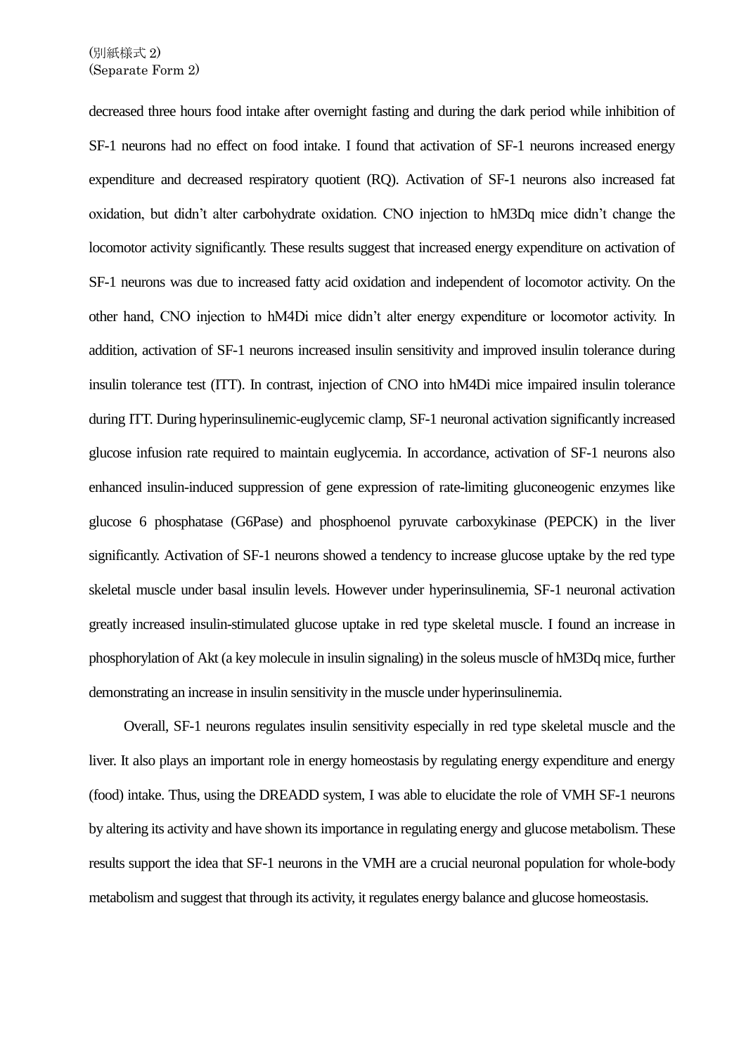decreased three hours food intake after overnight fasting and during the dark period while inhibition of SF-1 neurons had no effect on food intake. I found that activation of SF-1 neurons increased energy expenditure and decreased respiratory quotient (RQ). Activation of SF-1 neurons also increased fat oxidation, but didn't alter carbohydrate oxidation. CNO injection to hM3Dq mice didn't change the locomotor activity significantly. These results suggest that increased energy expenditure on activation of SF-1 neurons was due to increased fatty acid oxidation and independent of locomotor activity. On the other hand, CNO injection to hM4Di mice didn't alter energy expenditure or locomotor activity. In addition, activation of SF-1 neurons increased insulin sensitivity and improved insulin tolerance during insulin tolerance test (ITT). In contrast, injection of CNO into hM4Di mice impaired insulin tolerance during ITT. During hyperinsulinemic-euglycemic clamp, SF-1 neuronal activation significantly increased glucose infusion rate required to maintain euglycemia. In accordance, activation of SF-1 neurons also enhanced insulin-induced suppression of gene expression of rate-limiting gluconeogenic enzymes like glucose 6 phosphatase (G6Pase) and phosphoenol pyruvate carboxykinase (PEPCK) in the liver significantly. Activation of SF-1 neurons showed a tendency to increase glucose uptake by the red type skeletal muscle under basal insulin levels. However under hyperinsulinemia, SF-1 neuronal activation greatly increased insulin-stimulated glucose uptake in red type skeletal muscle. I found an increase in phosphorylation of Akt (a key molecule in insulin signaling) in the soleus muscle of hM3Dq mice, further demonstrating an increase in insulin sensitivity in the muscle under hyperinsulinemia.

Overall, SF-1 neurons regulates insulin sensitivity especially in red type skeletal muscle and the liver. It also plays an important role in energy homeostasis by regulating energy expenditure and energy (food) intake. Thus, using the DREADD system, I was able to elucidate the role of VMH SF-1 neurons by altering its activity and have shown its importance in regulating energy and glucose metabolism. These results support the idea that SF-1 neurons in the VMH are a crucial neuronal population for whole-body metabolism and suggest that through its activity, it regulates energy balance and glucose homeostasis.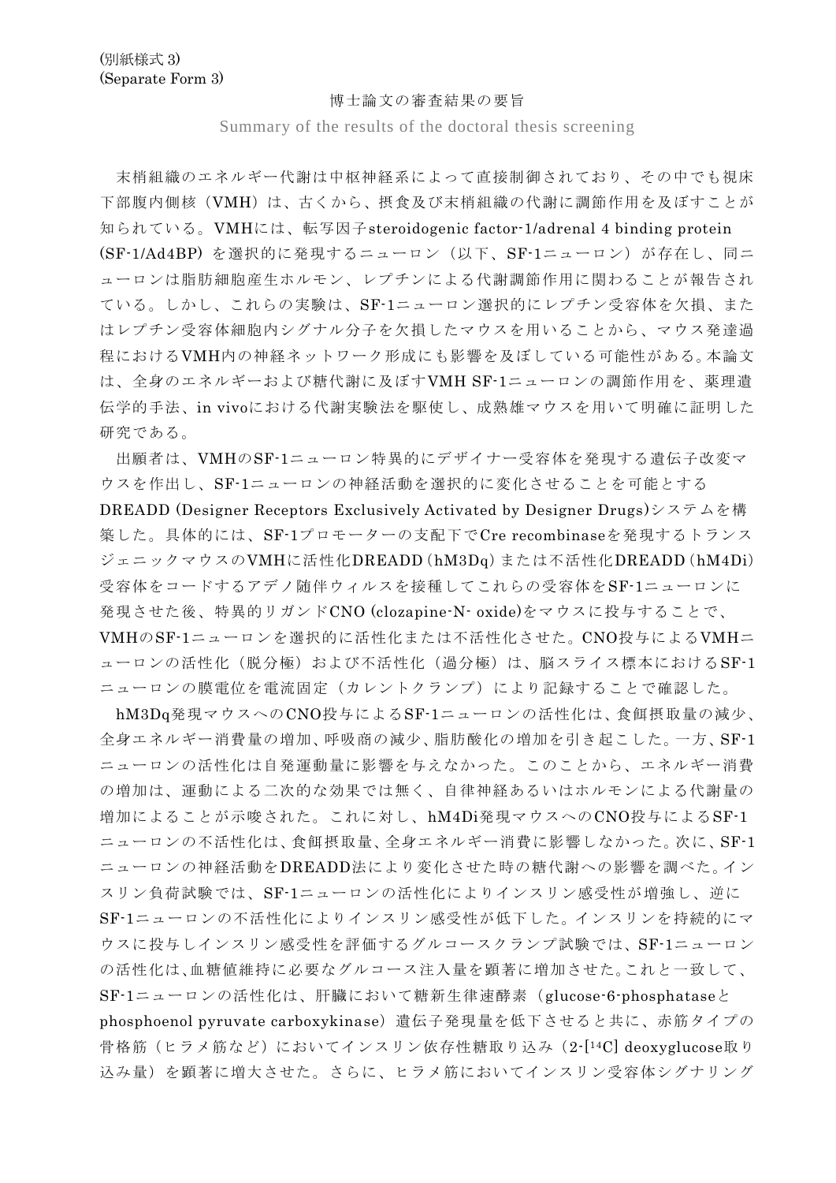(別紙様式 3)
(Separate Form 3)

博士論文の審査結果の要旨

Summary of the results of the doctoral thesis screening

末梢組織のエネルギー代謝は中枢神経系によって直接制御されており、その中でも視床下部腹内側核（VMH）は、古くから、摂食及び末梢組織の代謝に調節作用を及ぼすことが知られている。VMHには、転写因子steroidogenic factor-1/adrenal 4 binding protein (SF-1/Ad4BP) を選択的に発現するニューロン（以下、SF-1ニューロン）が存在し、同ニューロンは脂肪細胞産生ホルモン、レプチンによる代謝調節作用に関わることが報告されている。しかし、これらの実験は、SF-1ニューロン選択的にレプチン受容体を欠損、またはレプチン受容体細胞内シグナル分子を欠損したマウスを用いることから、マウス発達過程におけるVMH内の神経ネットワーク形成にも影響を及ぼしている可能性がある。本論文は、全身のエネルギーおよび糖代謝に及ぼすVMH SF-1ニューロンの調節作用を、薬理遺伝学的手法、in vivoにおける代謝実験法を駆使し、成熟雄マウスを用いて明確に証明した研究である。

出願者は、VMHのSF-1ニューロン特異的にデザイナー受容体を発現する遺伝子改変マウスを作出し、SF-1ニューロンの神経活動を選択的に変化させることを可能とするDREADD (Designer Receptors Exclusively Activated by Designer Drugs)システムを構築した。具体的には、SF-1プロモーターの支配下でCre recombinaseを発現するトランスジェニックマウスのVMHに活性化DREADD（hM3Dq）または不活性化DREADD（hM4Di）受容体をコードするアデノ随伴ウィルスを接種してこれらの受容体をSF-1ニューロンに発現させた後、特異的リガンドCNO (clozapine-N- oxide)をマウスに投与することで、VMHのSF-1ニューロンを選択的に活性化または不活性化させた。CNO投与によるVMHニューロンの活性化（脱分極）および不活性化（過分極）は、脳スライス標本におけるSF-1ニューロンの膜電位を電流固定（カレントクランプ）により記録することで確認した。

hM3Dq発現マウスへのCNO投与によるSF-1ニューロンの活性化は、食餌摂取量の減少、全身エネルギー消費量の増加、呼吸商の減少、脂肪酸化の増加を引き起こした。一方、SF-1ニューロンの活性化は自発運動量に影響を与えなかった。このことから、エネルギー消費の増加は、運動による二次的な効果では無く、自律神経あるいはホルモンによる代謝量の増加によることが示唆された。これに対し、hM4Di発現マウスへのCNO投与によるSF-1ニューロンの不活性化は、食餌摂取量、全身エネルギー消費に影響しなかった。次に、SF-1ニューロンの神経活動をDREADD法により変化させた時の糖代謝への影響を調べた。インスリン負荷試験では、SF-1ニューロンの活性化によりインスリン感受性が増強し、逆にSF-1ニューロンの不活性化によりインスリン感受性が低下した。インスリンを持続的にマウスに投与しインスリン感受性を評価するグルコースクランプ試験では、SF-1ニューロンの活性化は、血糖値維持に必要なグルコース注入量を顕著に増加させた。これと一致して、SF-1ニューロンの活性化は、肝臓において糖新生律速酵素（glucose-6-phosphataseとphosphoenol pyruvate carboxykinase）遺伝子発現量を低下させると共に、赤筋タイプの骨格筋（ヒラメ筋など）においてインスリン依存性糖取り込み（2-[$^{14}$C] deoxyglucose取り込み量）を顕著に増大させた。さらに、ヒラメ筋においてインスリン受容体シグナリング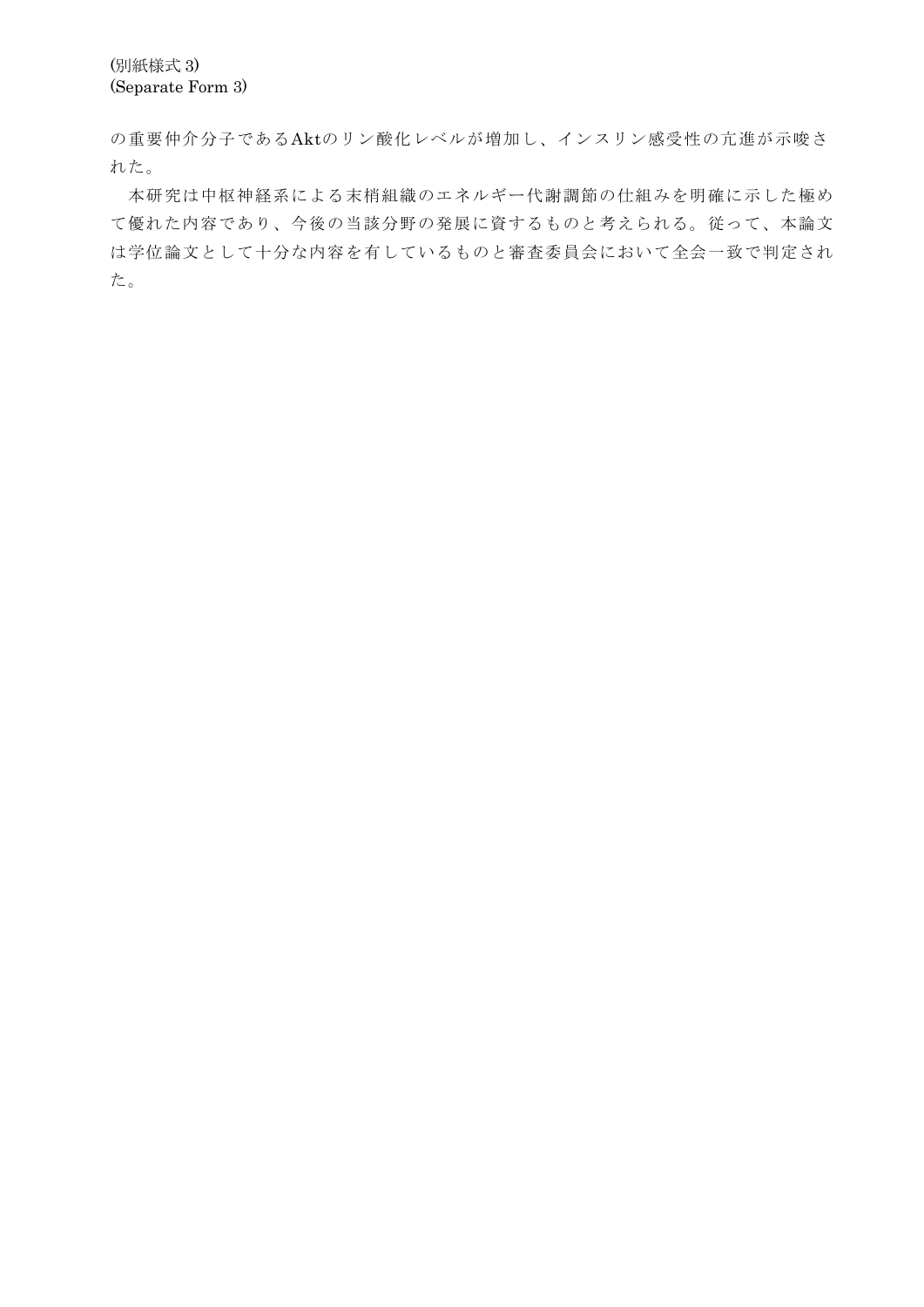の重要仲介分子であるAktのリン酸化レベルが増加し、インスリン感受性の亢進が示唆された。

本研究は中枢神経系による末梢組織のエネルギー代謝調節の仕組みを明確に示した極めて優れた内容であり、今後の当該分野の発展に資するものと考えられる。従って、本論文は学位論文として十分な内容を有しているものと審査委員会において全会一致で判定された。